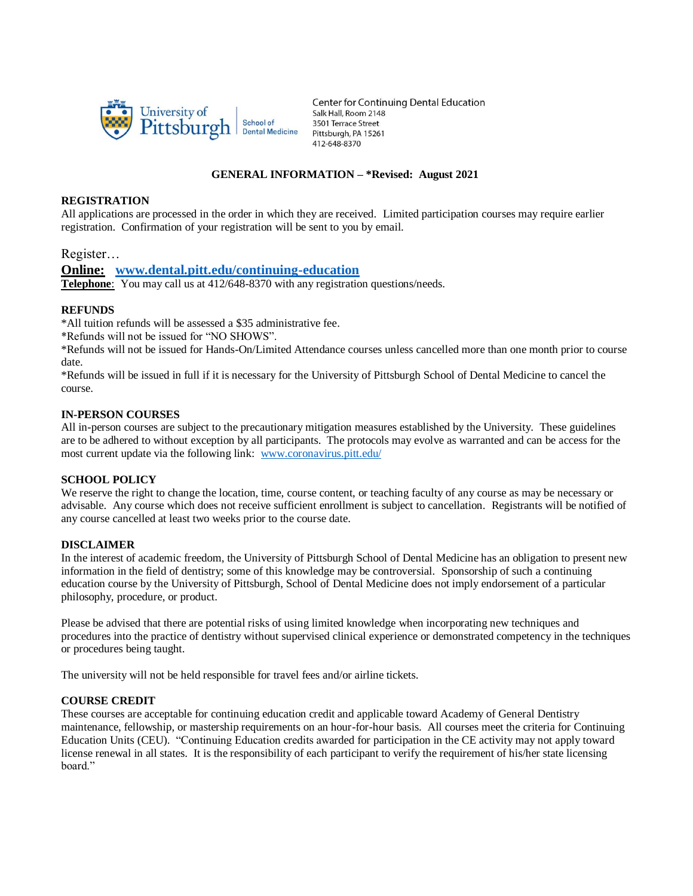University of Pittsburgh | School of Dental Medicine

Center for Continuing Dental Education
Salk Hall, Room 2148
3501 Terrace Street
Pittsburgh, PA 15261
412-648-8370

**GENERAL INFORMATION – *Revised: August 2021**

**REGISTRATION**

All applications are processed in the order in which they are received. Limited participation courses may require earlier registration. Confirmation of your registration will be sent to you by email.

Register…

**Online:** **www.dental.pitt.edu/continuing-education**

**Telephone**: You may call us at 412/648-8370 with any registration questions/needs.

**REFUNDS**

*All tuition refunds will be assessed a $35 administrative fee.
*Refunds will not be issued for "NO SHOWS".
*Refunds will not be issued for Hands-On/Limited Attendance courses unless cancelled more than one month prior to course date.
*Refunds will be issued in full if it is necessary for the University of Pittsburgh School of Dental Medicine to cancel the course.

**IN-PERSON COURSES**

All in-person courses are subject to the precautionary mitigation measures established by the University. These guidelines are to be adhered to without exception by all participants. The protocols may evolve as warranted and can be access for the most current update via the following link: www.coronavirus.pitt.edu/

**SCHOOL POLICY**

We reserve the right to change the location, time, course content, or teaching faculty of any course as may be necessary or advisable. Any course which does not receive sufficient enrollment is subject to cancellation. Registrants will be notified of any course cancelled at least two weeks prior to the course date.

**DISCLAIMER**

In the interest of academic freedom, the University of Pittsburgh School of Dental Medicine has an obligation to present new information in the field of dentistry; some of this knowledge may be controversial. Sponsorship of such a continuing education course by the University of Pittsburgh, School of Dental Medicine does not imply endorsement of a particular philosophy, procedure, or product.

Please be advised that there are potential risks of using limited knowledge when incorporating new techniques and procedures into the practice of dentistry without supervised clinical experience or demonstrated competency in the techniques or procedures being taught.

The university will not be held responsible for travel fees and/or airline tickets.

**COURSE CREDIT**

These courses are acceptable for continuing education credit and applicable toward Academy of General Dentistry maintenance, fellowship, or mastership requirements on an hour-for-hour basis. All courses meet the criteria for Continuing Education Units (CEU). "Continuing Education credits awarded for participation in the CE activity may not apply toward license renewal in all states. It is the responsibility of each participant to verify the requirement of his/her state licensing board."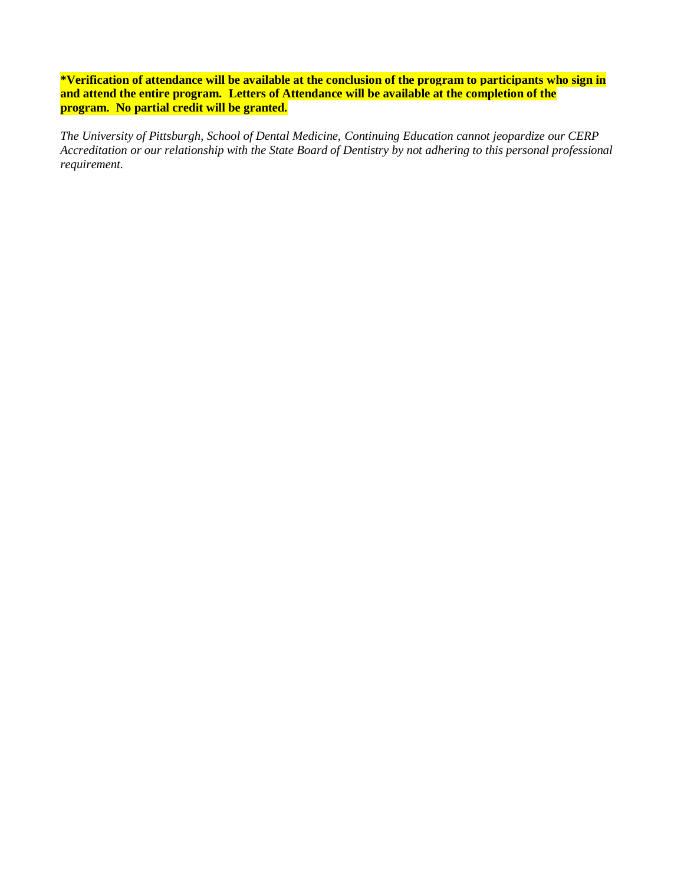**\*Verification of attendance will be available at the conclusion of the program to participants who sign in and attend the entire program. Letters of Attendance will be available at the completion of the program. No partial credit will be granted.**

*The University of Pittsburgh, School of Dental Medicine, Continuing Education cannot jeopardize our CERP Accreditation or our relationship with the State Board of Dentistry by not adhering to this personal professional requirement.*